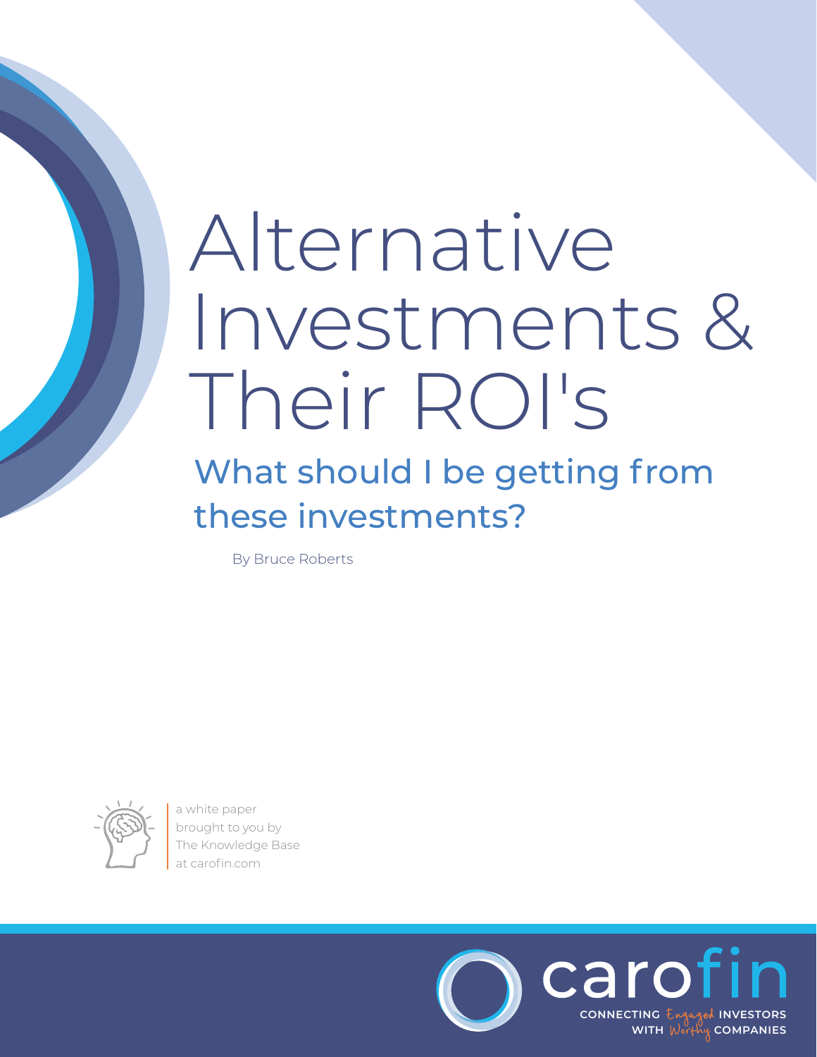# Alternative Investments & Their ROI's

## What should I be getting from these investments?

By Bruce Roberts

a white paper
brought to you by
The Knowledge Base
at carofin.com

carofin

CONNECTING *Engaged* INVESTORS WITH *Worthy* COMPANIES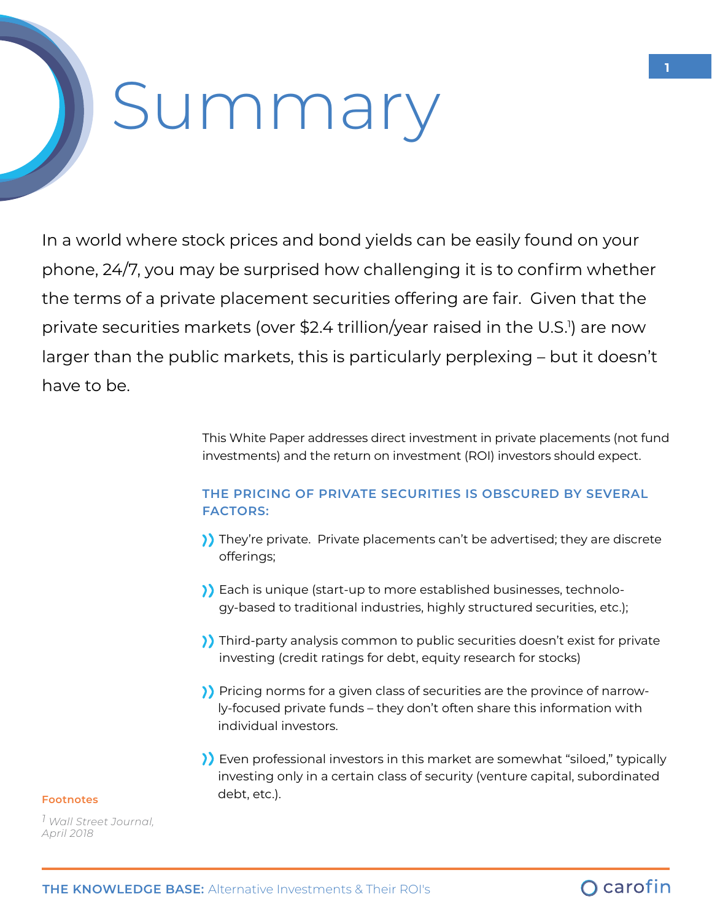# Summary

In a world where stock prices and bond yields can be easily found on your phone, 24/7, you may be surprised how challenging it is to confirm whether the terms of a private placement securities offering are fair. Given that the private securities markets (over $2.4 trillion/year raised in the U.S.[1]) are now larger than the public markets, this is particularly perplexing – but it doesn't have to be.

This White Paper addresses direct investment in private placements (not fund investments) and the return on investment (ROI) investors should expect.

### THE PRICING OF PRIVATE SECURITIES IS OBSCURED BY SEVERAL FACTORS:

- They're private. Private placements can't be advertised; they are discrete offerings;
- Each is unique (start-up to more established businesses, technology-based to traditional industries, highly structured securities, etc.);
- Third-party analysis common to public securities doesn't exist for private investing (credit ratings for debt, equity research for stocks)
- Pricing norms for a given class of securities are the province of narrowly-focused private funds – they don't often share this information with individual investors.
- Even professional investors in this market are somewhat "siloed," typically investing only in a certain class of security (venture capital, subordinated debt, etc.).

**Footnotes**

[1] *Wall Street Journal, April 2018*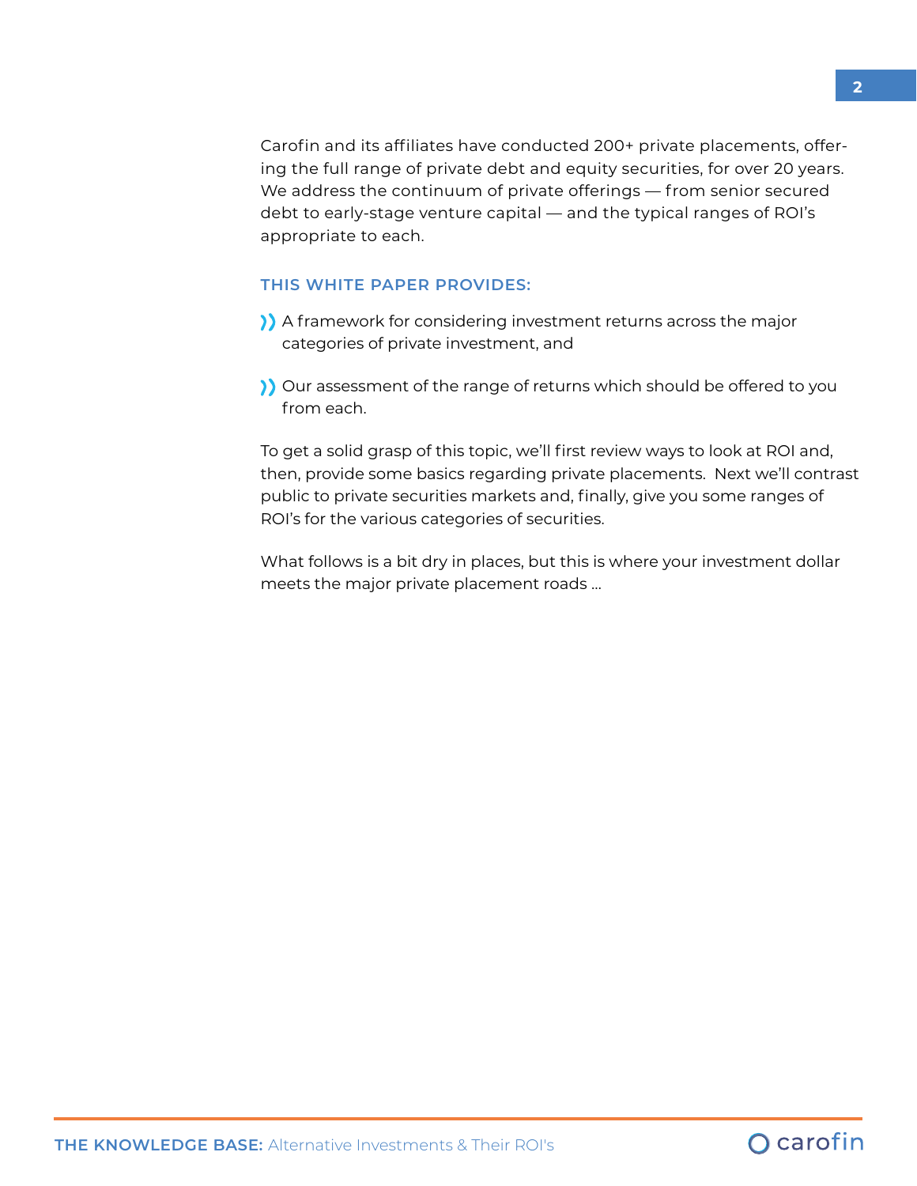Carofin and its affiliates have conducted 200+ private placements, offering the full range of private debt and equity securities, for over 20 years. We address the continuum of private offerings — from senior secured debt to early-stage venture capital — and the typical ranges of ROI's appropriate to each.

### THIS WHITE PAPER PROVIDES:

- A framework for considering investment returns across the major categories of private investment, and
- Our assessment of the range of returns which should be offered to you from each.

To get a solid grasp of this topic, we'll first review ways to look at ROI and, then, provide some basics regarding private placements. Next we'll contrast public to private securities markets and, finally, give you some ranges of ROI's for the various categories of securities.

What follows is a bit dry in places, but this is where your investment dollar meets the major private placement roads ...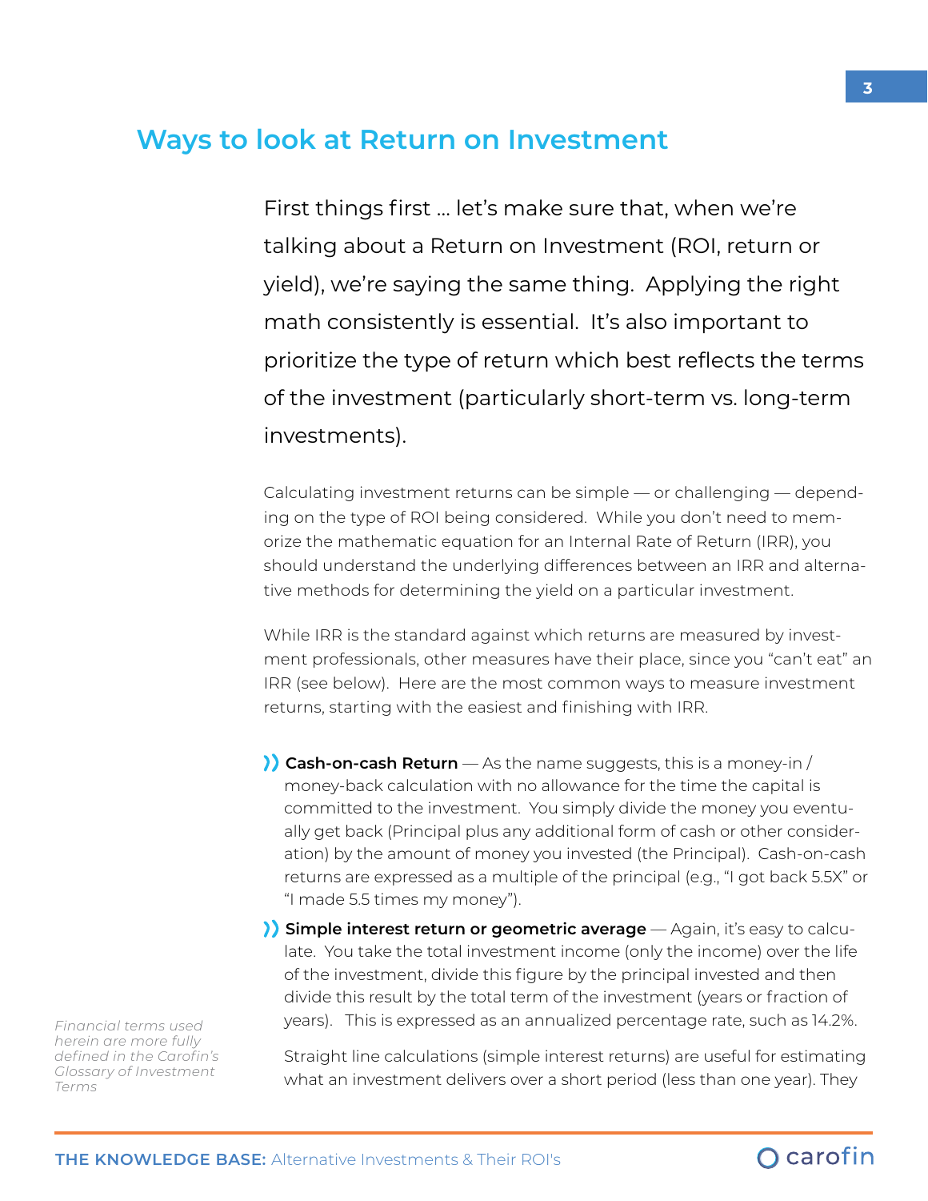## Ways to look at Return on Investment

First things first … let's make sure that, when we're talking about a Return on Investment (ROI, return or yield), we're saying the same thing. Applying the right math consistently is essential. It's also important to prioritize the type of return which best reflects the terms of the investment (particularly short-term vs. long-term investments).

Calculating investment returns can be simple — or challenging — depending on the type of ROI being considered. While you don't need to memorize the mathematic equation for an Internal Rate of Return (IRR), you should understand the underlying differences between an IRR and alternative methods for determining the yield on a particular investment.

While IRR is the standard against which returns are measured by investment professionals, other measures have their place, since you "can't eat" an IRR (see below). Here are the most common ways to measure investment returns, starting with the easiest and finishing with IRR.

- **Cash-on-cash Return** — As the name suggests, this is a money-in / money-back calculation with no allowance for the time the capital is committed to the investment. You simply divide the money you eventually get back (Principal plus any additional form of cash or other consideration) by the amount of money you invested (the Principal). Cash-on-cash returns are expressed as a multiple of the principal (e.g., "I got back 5.5X" or "I made 5.5 times my money").
- **Simple interest return or geometric average** — Again, it's easy to calculate. You take the total investment income (only the income) over the life of the investment, divide this figure by the principal invested and then divide this result by the total term of the investment (years or fraction of years). This is expressed as an annualized percentage rate, such as 14.2%.

  Straight line calculations (simple interest returns) are useful for estimating what an investment delivers over a short period (less than one year). They

*Financial terms used herein are more fully defined in the Carofin's Glossary of Investment Terms*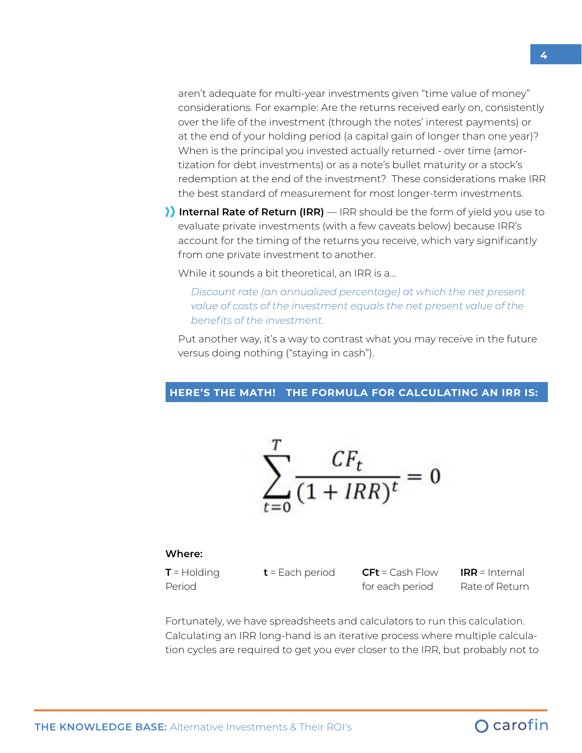aren't adequate for multi-year investments given "time value of money" considerations. For example: Are the returns received early on, consistently over the life of the investment (through the notes' interest payments) or at the end of your holding period (a capital gain of longer than one year)? When is the principal you invested actually returned - over time (amortization for debt investments) or as a note's bullet maturity or a stock's redemption at the end of the investment? These considerations make IRR the best standard of measurement for most longer-term investments.

- **Internal Rate of Return (IRR)** — IRR should be the form of yield you use to evaluate private investments (with a few caveats below) because IRR's account for the timing of the returns you receive, which vary significantly from one private investment to another.

  While it sounds a bit theoretical, an IRR is a...

  > *Discount rate (an annualized percentage) at which the net present value of costs of the investment equals the net present value of the benefits of the investment.*

  Put another way, it's a way to contrast what you may receive in the future versus doing nothing ("staying in cash").

**HERE'S THE MATH! THE FORMULA FOR CALCULATING AN IRR IS:**

$$\sum_{t=0}^{T} \frac{CF_t}{(1+IRR)^t} = 0$$

**Where:**

**T** = Holding Period

**t** = Each period

**CFt** = Cash Flow for each period

**IRR** = Internal Rate of Return

Fortunately, we have spreadsheets and calculators to run this calculation. Calculating an IRR long-hand is an iterative process where multiple calculation cycles are required to get you ever closer to the IRR, but probably not to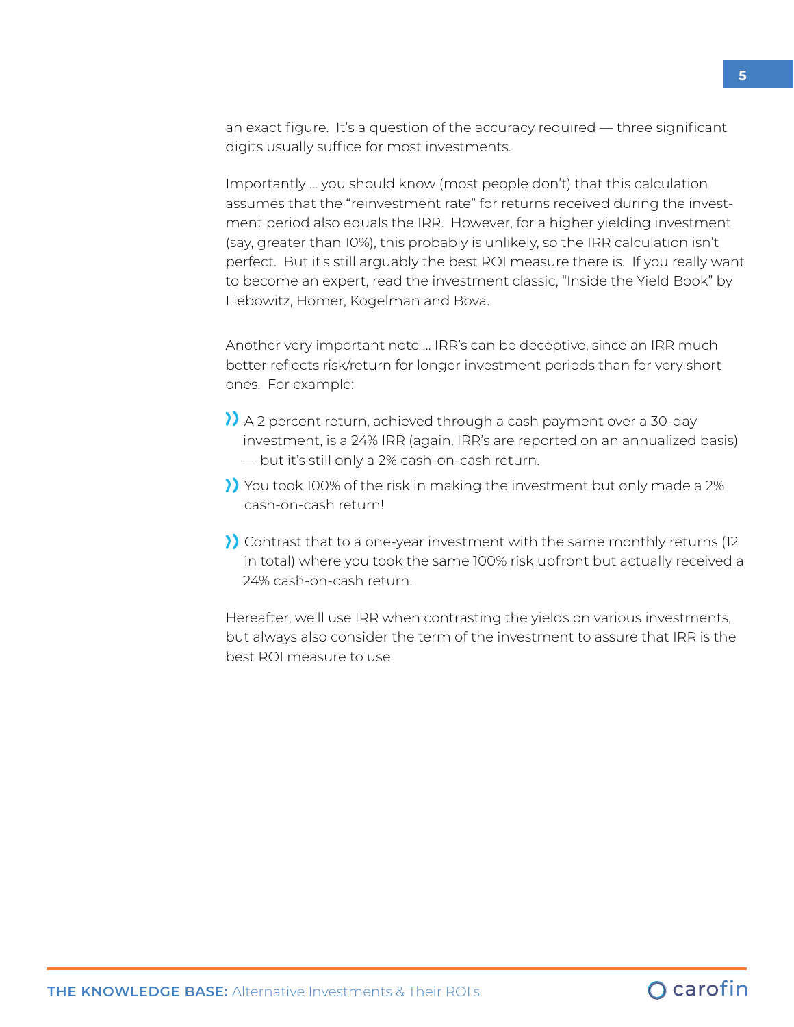an exact figure. It's a question of the accuracy required — three significant digits usually suffice for most investments.

Importantly … you should know (most people don't) that this calculation assumes that the "reinvestment rate" for returns received during the investment period also equals the IRR. However, for a higher yielding investment (say, greater than 10%), this probably is unlikely, so the IRR calculation isn't perfect. But it's still arguably the best ROI measure there is. If you really want to become an expert, read the investment classic, "Inside the Yield Book" by Liebowitz, Homer, Kogelman and Bova.

Another very important note … IRR's can be deceptive, since an IRR much better reflects risk/return for longer investment periods than for very short ones. For example:

- A 2 percent return, achieved through a cash payment over a 30-day investment, is a 24% IRR (again, IRR's are reported on an annualized basis) — but it's still only a 2% cash-on-cash return.
- You took 100% of the risk in making the investment but only made a 2% cash-on-cash return!
- Contrast that to a one-year investment with the same monthly returns (12 in total) where you took the same 100% risk upfront but actually received a 24% cash-on-cash return.

Hereafter, we'll use IRR when contrasting the yields on various investments, but always also consider the term of the investment to assure that IRR is the best ROI measure to use.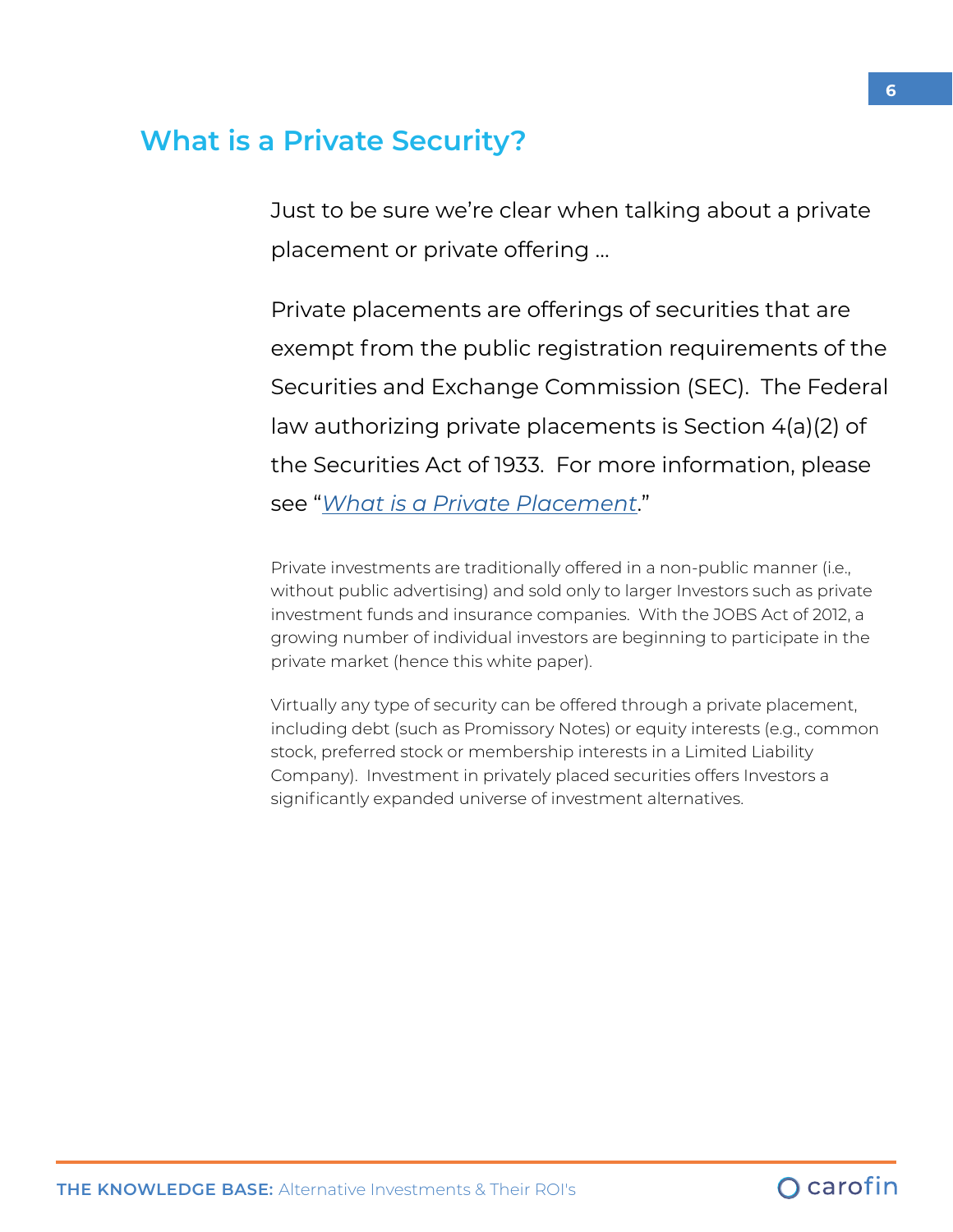## What is a Private Security?

Just to be sure we're clear when talking about a private placement or private offering ...

Private placements are offerings of securities that are exempt from the public registration requirements of the Securities and Exchange Commission (SEC). The Federal law authorizing private placements is Section 4(a)(2) of the Securities Act of 1933. For more information, please see "*What is a Private Placement*."

Private investments are traditionally offered in a non-public manner (i.e., without public advertising) and sold only to larger Investors such as private investment funds and insurance companies. With the JOBS Act of 2012, a growing number of individual investors are beginning to participate in the private market (hence this white paper).

Virtually any type of security can be offered through a private placement, including debt (such as Promissory Notes) or equity interests (e.g., common stock, preferred stock or membership interests in a Limited Liability Company). Investment in privately placed securities offers Investors a significantly expanded universe of investment alternatives.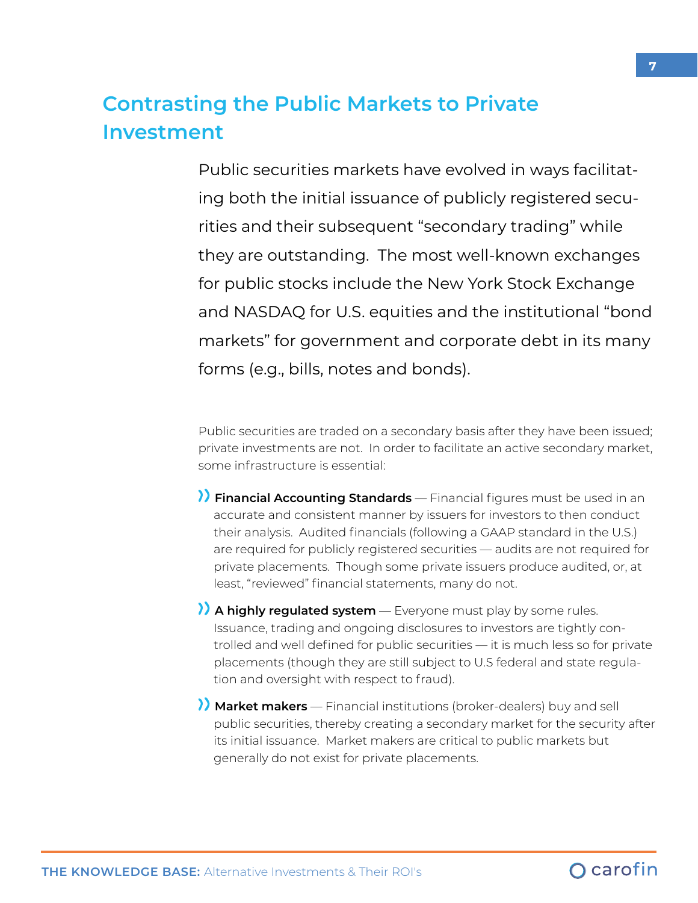## Contrasting the Public Markets to Private Investment

Public securities markets have evolved in ways facilitating both the initial issuance of publicly registered securities and their subsequent "secondary trading" while they are outstanding. The most well-known exchanges for public stocks include the New York Stock Exchange and NASDAQ for U.S. equities and the institutional "bond markets" for government and corporate debt in its many forms (e.g., bills, notes and bonds).

Public securities are traded on a secondary basis after they have been issued; private investments are not. In order to facilitate an active secondary market, some infrastructure is essential:

- **Financial Accounting Standards** — Financial figures must be used in an accurate and consistent manner by issuers for investors to then conduct their analysis. Audited financials (following a GAAP standard in the U.S.) are required for publicly registered securities — audits are not required for private placements. Though some private issuers produce audited, or, at least, "reviewed" financial statements, many do not.
- **A highly regulated system** — Everyone must play by some rules. Issuance, trading and ongoing disclosures to investors are tightly controlled and well defined for public securities — it is much less so for private placements (though they are still subject to U.S federal and state regulation and oversight with respect to fraud).
- **Market makers** — Financial institutions (broker-dealers) buy and sell public securities, thereby creating a secondary market for the security after its initial issuance. Market makers are critical to public markets but generally do not exist for private placements.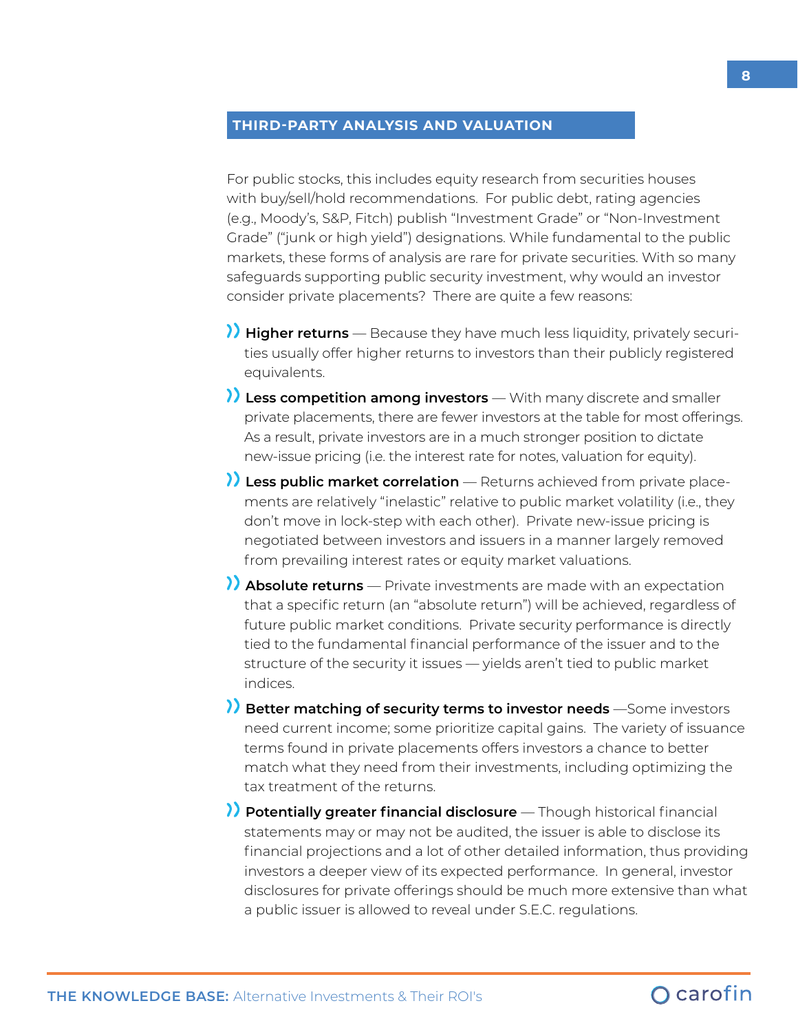## THIRD-PARTY ANALYSIS AND VALUATION

For public stocks, this includes equity research from securities houses with buy/sell/hold recommendations. For public debt, rating agencies (e.g., Moody's, S&P, Fitch) publish "Investment Grade" or "Non-Investment Grade" ("junk or high yield") designations. While fundamental to the public markets, these forms of analysis are rare for private securities. With so many safeguards supporting public security investment, why would an investor consider private placements? There are quite a few reasons:

- **Higher returns** — Because they have much less liquidity, privately securities usually offer higher returns to investors than their publicly registered equivalents.
- **Less competition among investors** — With many discrete and smaller private placements, there are fewer investors at the table for most offerings. As a result, private investors are in a much stronger position to dictate new-issue pricing (i.e. the interest rate for notes, valuation for equity).
- **Less public market correlation** — Returns achieved from private placements are relatively "inelastic" relative to public market volatility (i.e., they don't move in lock-step with each other). Private new-issue pricing is negotiated between investors and issuers in a manner largely removed from prevailing interest rates or equity market valuations.
- **Absolute returns** — Private investments are made with an expectation that a specific return (an "absolute return") will be achieved, regardless of future public market conditions. Private security performance is directly tied to the fundamental financial performance of the issuer and to the structure of the security it issues — yields aren't tied to public market indices.
- **Better matching of security terms to investor needs** —Some investors need current income; some prioritize capital gains. The variety of issuance terms found in private placements offers investors a chance to better match what they need from their investments, including optimizing the tax treatment of the returns.
- **Potentially greater financial disclosure** — Though historical financial statements may or may not be audited, the issuer is able to disclose its financial projections and a lot of other detailed information, thus providing investors a deeper view of its expected performance. In general, investor disclosures for private offerings should be much more extensive than what a public issuer is allowed to reveal under S.E.C. regulations.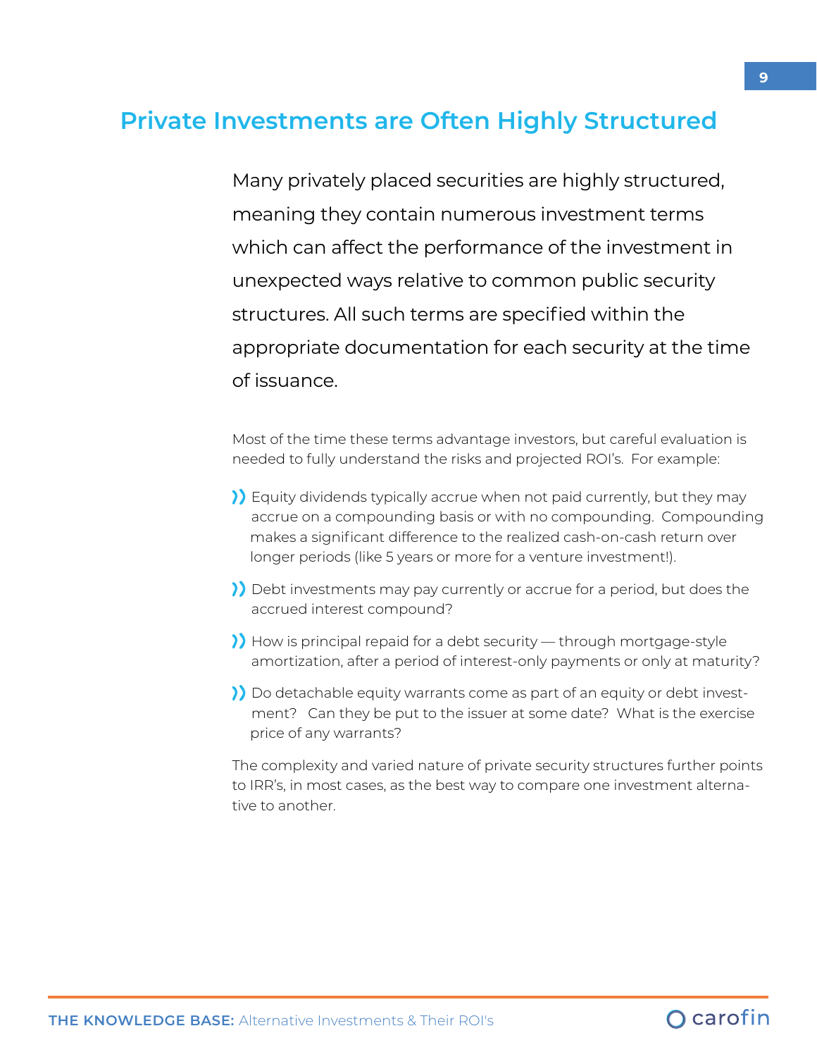## Private Investments are Often Highly Structured

Many privately placed securities are highly structured, meaning they contain numerous investment terms which can affect the performance of the investment in unexpected ways relative to common public security structures. All such terms are specified within the appropriate documentation for each security at the time of issuance.

Most of the time these terms advantage investors, but careful evaluation is needed to fully understand the risks and projected ROI's. For example:

- Equity dividends typically accrue when not paid currently, but they may accrue on a compounding basis or with no compounding. Compounding makes a significant difference to the realized cash-on-cash return over longer periods (like 5 years or more for a venture investment!).
- Debt investments may pay currently or accrue for a period, but does the accrued interest compound?
- How is principal repaid for a debt security — through mortgage-style amortization, after a period of interest-only payments or only at maturity?
- Do detachable equity warrants come as part of an equity or debt investment? Can they be put to the issuer at some date? What is the exercise price of any warrants?

The complexity and varied nature of private security structures further points to IRR's, in most cases, as the best way to compare one investment alternative to another.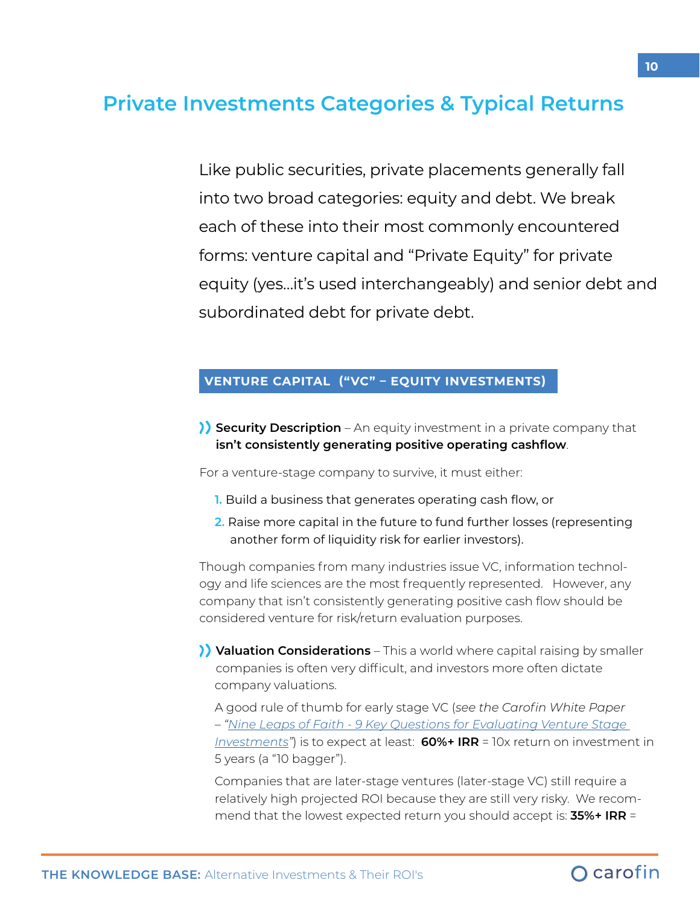# Private Investments Categories & Typical Returns

Like public securities, private placements generally fall into two broad categories: equity and debt. We break each of these into their most commonly encountered forms: venture capital and "Private Equity" for private equity (yes...it's used interchangeably) and senior debt and subordinated debt for private debt.

## VENTURE CAPITAL ("VC" – EQUITY INVESTMENTS)

- **Security Description** – An equity investment in a private company that **isn't consistently generating positive operating cashflow**.

For a venture-stage company to survive, it must either:

1. Build a business that generates operating cash flow, or
2. Raise more capital in the future to fund further losses (representing another form of liquidity risk for earlier investors).

Though companies from many industries issue VC, information technology and life sciences are the most frequently represented. However, any company that isn't consistently generating positive cash flow should be considered venture for risk/return evaluation purposes.

- **Valuation Considerations** – This a world where capital raising by smaller companies is often very difficult, and investors more often dictate company valuations.

  A good rule of thumb for early stage VC (*see the Carofin White Paper – "Nine Leaps of Faith - 9 Key Questions for Evaluating Venture Stage Investments"*) is to expect at least: **60%+ IRR** = 10x return on investment in 5 years (a "10 bagger").

  Companies that are later-stage ventures (later-stage VC) still require a relatively high projected ROI because they are still very risky. We recommend that the lowest expected return you should accept is: **35%+ IRR** =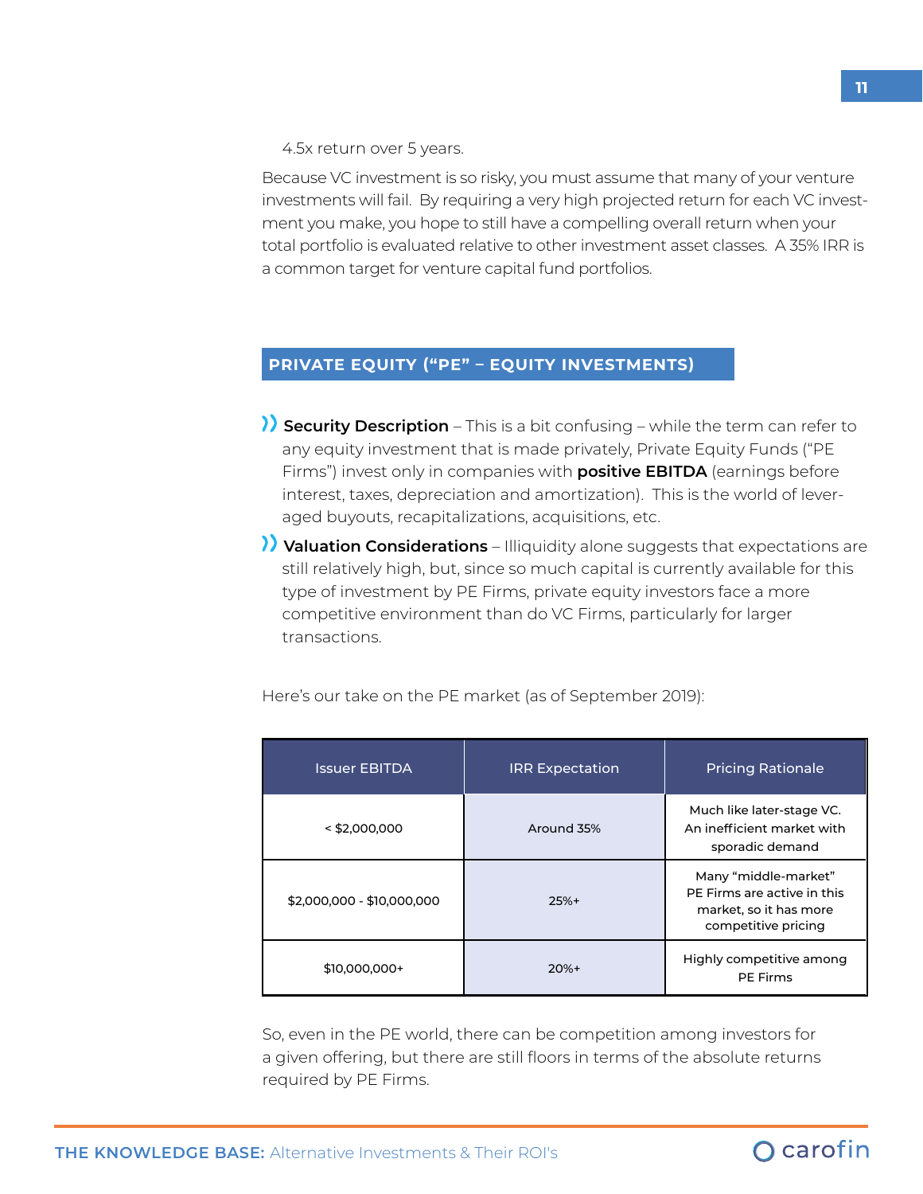4.5x return over 5 years.

Because VC investment is so risky, you must assume that many of your venture investments will fail. By requiring a very high projected return for each VC investment you make, you hope to still have a compelling overall return when your total portfolio is evaluated relative to other investment asset classes. A 35% IRR is a common target for venture capital fund portfolios.

## PRIVATE EQUITY ("PE" – EQUITY INVESTMENTS)

- **Security Description** – This is a bit confusing – while the term can refer to any equity investment that is made privately, Private Equity Funds ("PE Firms") invest only in companies with **positive EBITDA** (earnings before interest, taxes, depreciation and amortization). This is the world of leveraged buyouts, recapitalizations, acquisitions, etc.
- **Valuation Considerations** – Illiquidity alone suggests that expectations are still relatively high, but, since so much capital is currently available for this type of investment by PE Firms, private equity investors face a more competitive environment than do VC Firms, particularly for larger transactions.

Here's our take on the PE market (as of September 2019):

| Issuer EBITDA | IRR Expectation | Pricing Rationale |
|---|---|---|
| < $2,000,000 | Around 35% | Much like later-stage VC. An inefficient market with sporadic demand |
| $2,000,000 - $10,000,000 | 25%+ | Many "middle-market" PE Firms are active in this market, so it has more competitive pricing |
| $10,000,000+ | 20%+ | Highly competitive among PE Firms |

So, even in the PE world, there can be competition among investors for a given offering, but there are still floors in terms of the absolute returns required by PE Firms.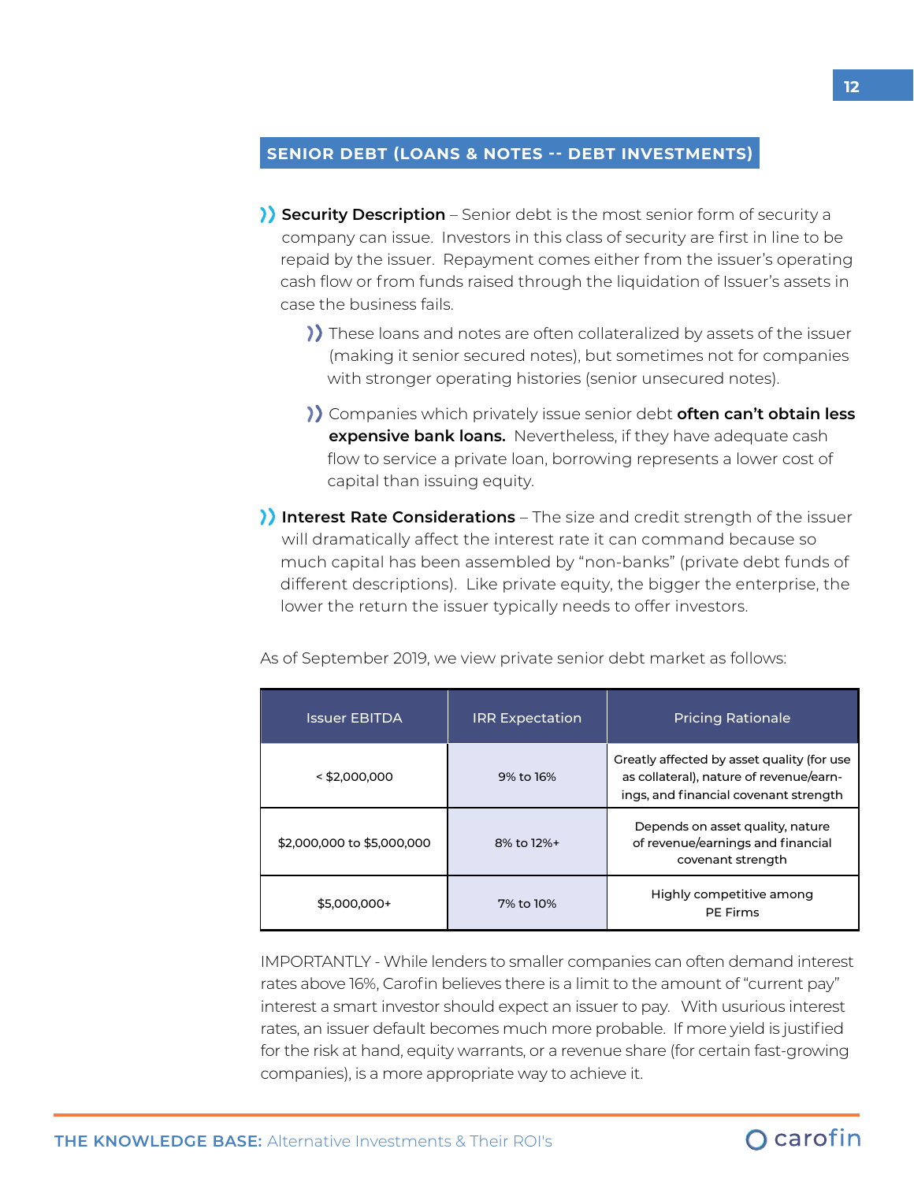## SENIOR DEBT (LOANS & NOTES -- DEBT INVESTMENTS)

- **Security Description** – Senior debt is the most senior form of security a company can issue. Investors in this class of security are first in line to be repaid by the issuer. Repayment comes either from the issuer's operating cash flow or from funds raised through the liquidation of Issuer's assets in case the business fails.
  - These loans and notes are often collateralized by assets of the issuer (making it senior secured notes), but sometimes not for companies with stronger operating histories (senior unsecured notes).
  - Companies which privately issue senior debt **often can't obtain less expensive bank loans.** Nevertheless, if they have adequate cash flow to service a private loan, borrowing represents a lower cost of capital than issuing equity.
- **Interest Rate Considerations** – The size and credit strength of the issuer will dramatically affect the interest rate it can command because so much capital has been assembled by "non-banks" (private debt funds of different descriptions). Like private equity, the bigger the enterprise, the lower the return the issuer typically needs to offer investors.

As of September 2019, we view private senior debt market as follows:

| Issuer EBITDA | IRR Expectation | Pricing Rationale |
|---|---|---|
| < $2,000,000 | 9% to 16% | Greatly affected by asset quality (for use as collateral), nature of revenue/earnings, and financial covenant strength |
| $2,000,000 to $5,000,000 | 8% to 12%+ | Depends on asset quality, nature of revenue/earnings and financial covenant strength |
| $5,000,000+ | 7% to 10% | Highly competitive among PE Firms |

IMPORTANTLY - While lenders to smaller companies can often demand interest rates above 16%, Carofin believes there is a limit to the amount of "current pay" interest a smart investor should expect an issuer to pay. With usurious interest rates, an issuer default becomes much more probable. If more yield is justified for the risk at hand, equity warrants, or a revenue share (for certain fast-growing companies), is a more appropriate way to achieve it.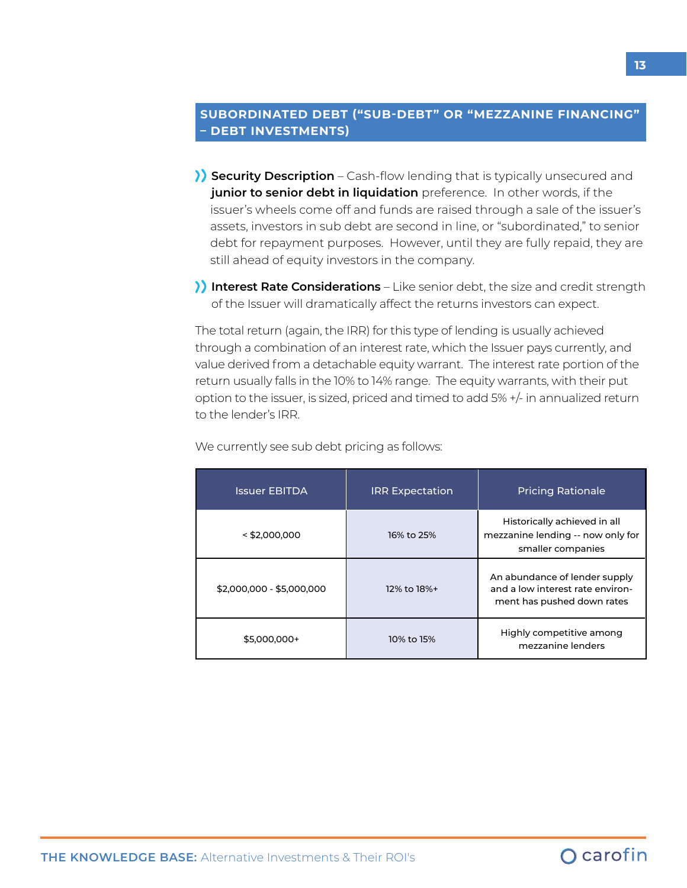## SUBORDINATED DEBT (“SUB-DEBT” OR “MEZZANINE FINANCING” – DEBT INVESTMENTS)

- **Security Description** – Cash-flow lending that is typically unsecured and **junior to senior debt in liquidation** preference. In other words, if the issuer’s wheels come off and funds are raised through a sale of the issuer’s assets, investors in sub debt are second in line, or “subordinated,” to senior debt for repayment purposes. However, until they are fully repaid, they are still ahead of equity investors in the company.

- **Interest Rate Considerations** – Like senior debt, the size and credit strength of the Issuer will dramatically affect the returns investors can expect.

The total return (again, the IRR) for this type of lending is usually achieved through a combination of an interest rate, which the Issuer pays currently, and value derived from a detachable equity warrant. The interest rate portion of the return usually falls in the 10% to 14% range. The equity warrants, with their put option to the issuer, is sized, priced and timed to add 5% +/- in annualized return to the lender’s IRR.

We currently see sub debt pricing as follows:

| Issuer EBITDA | IRR Expectation | Pricing Rationale |
|---|---|---|
| < $2,000,000 | 16% to 25% | Historically achieved in all mezzanine lending -- now only for smaller companies |
| $2,000,000 - $5,000,000 | 12% to 18%+ | An abundance of lender supply and a low interest rate environment has pushed down rates |
| $5,000,000+ | 10% to 15% | Highly competitive among mezzanine lenders |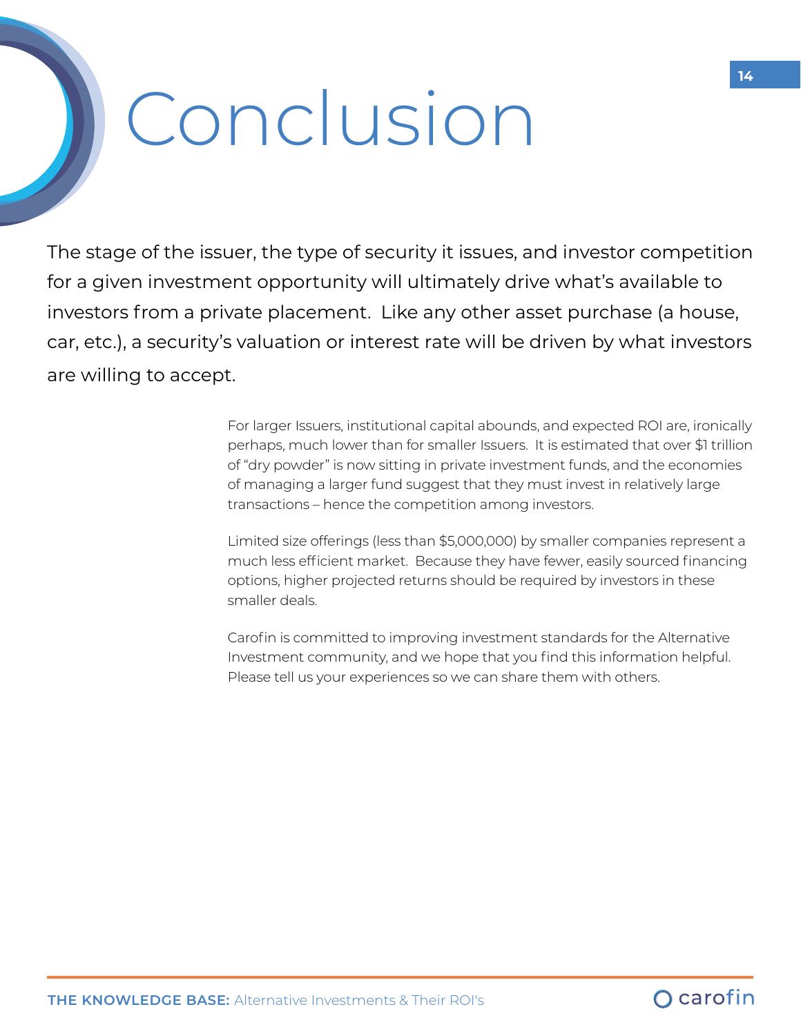# Conclusion

The stage of the issuer, the type of security it issues, and investor competition for a given investment opportunity will ultimately drive what's available to investors from a private placement. Like any other asset purchase (a house, car, etc.), a security's valuation or interest rate will be driven by what investors are willing to accept.

For larger Issuers, institutional capital abounds, and expected ROI are, ironically perhaps, much lower than for smaller Issuers. It is estimated that over $1 trillion of "dry powder" is now sitting in private investment funds, and the economies of managing a larger fund suggest that they must invest in relatively large transactions – hence the competition among investors.

Limited size offerings (less than $5,000,000) by smaller companies represent a much less efficient market. Because they have fewer, easily sourced financing options, higher projected returns should be required by investors in these smaller deals.

Carofin is committed to improving investment standards for the Alternative Investment community, and we hope that you find this information helpful. Please tell us your experiences so we can share them with others.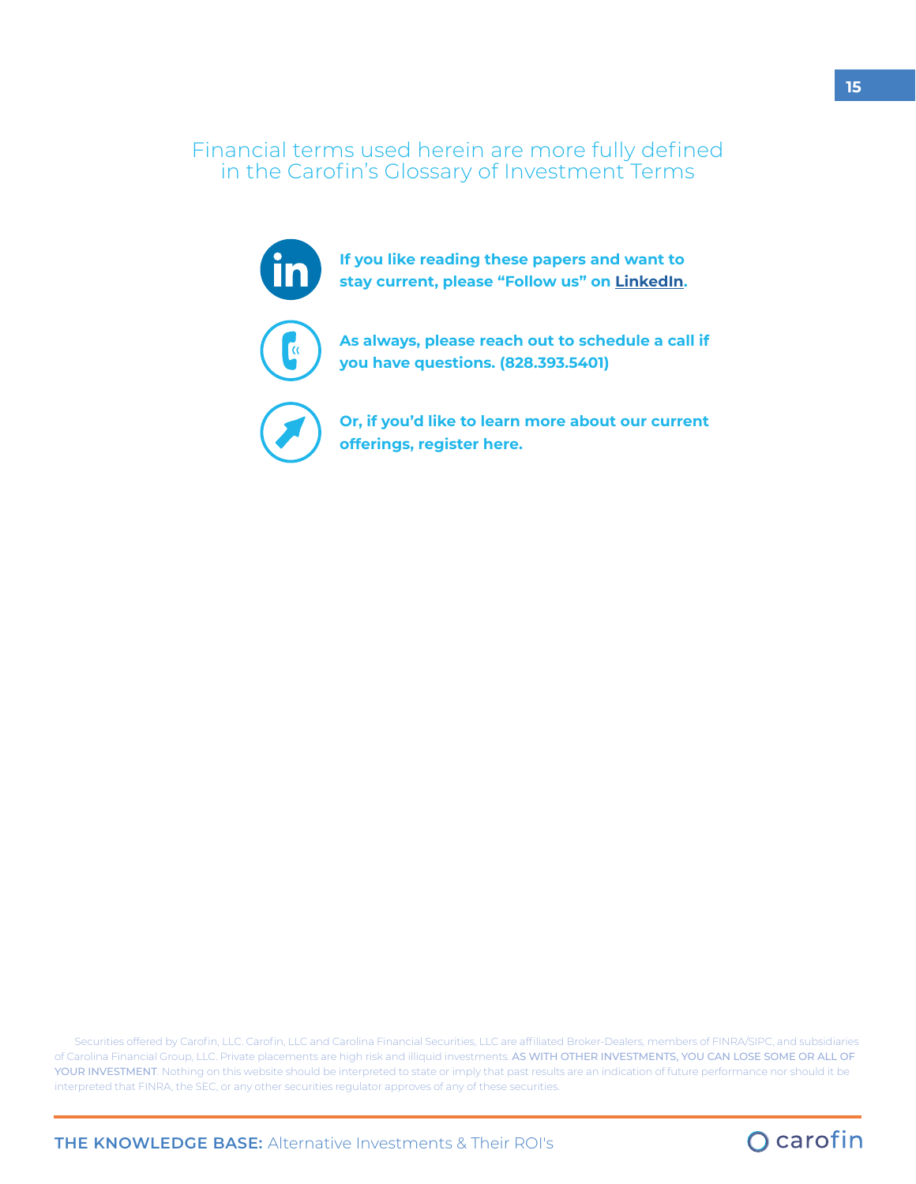Financial terms used herein are more fully defined in the Carofin's Glossary of Investment Terms

**If you like reading these papers and want to stay current, please "Follow us" on LinkedIn.**

**As always, please reach out to schedule a call if you have questions. (828.393.5401)**

**Or, if you'd like to learn more about our current offerings, register here.**

Securities offered by Carofin, LLC. Carofin, LLC and Carolina Financial Securities, LLC are affiliated Broker-Dealers, members of FINRA/SIPC, and subsidiaries of Carolina Financial Group, LLC. Private placements are high risk and illiquid investments. AS WITH OTHER INVESTMENTS, YOU CAN LOSE SOME OR ALL OF YOUR INVESTMENT. Nothing on this website should be interpreted to state or imply that past results are an indication of future performance nor should it be interpreted that FINRA, the SEC, or any other securities regulator approves of any of these securities.